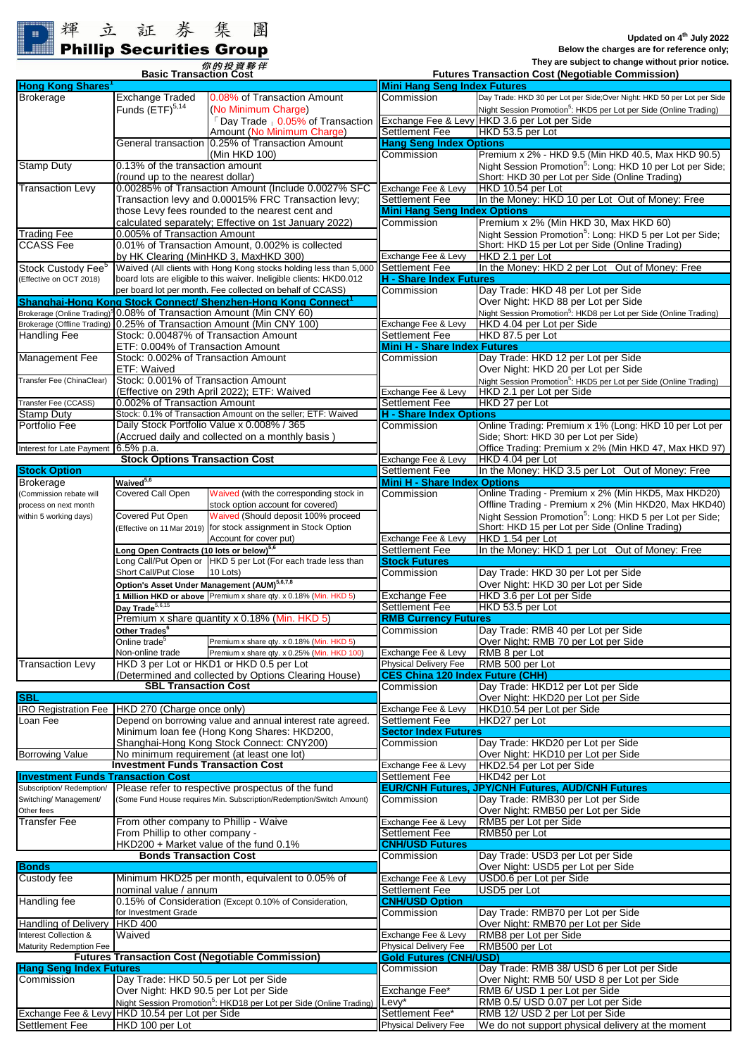輝立証券集團
**Phillip Securities Group**
你的投資夥伴

Updated on 4th July 2022
Below the charges are for reference only;
They are subject to change without prior notice.

## Basic Transaction Cost

| **Hong Kong Shares[1]** | | |
|---|---|---|
| Brokerage | Exchange Traded Funds (ETF)[5,14] | 0.08% of Transaction Amount (No Minimum Charge) 「Day Trade」 0.05% of Transaction Amount (No Minimum Charge) |
| | General transaction | 0.25% of Transaction Amount (Min HKD 100) |
| Stamp Duty | 0.13% of the transaction amount (round up to the nearest dollar) | |
| Transaction Levy | 0.00285% of Transaction Amount (Include 0.0027% SFC Transaction levy and 0.00015% FRC Transaction levy; those Levy fees rounded to the nearest cent and calculated separately; Effective on 1st January 2022) | |
| Trading Fee | 0.005% of Transaction Amount | |
| CCASS Fee | 0.01% of Transaction Amount, 0.002% is collected by HK Clearing (MinHKD 3, MaxHKD 300) | |
| Stock Custody Fee[5] (Effective on OCT 2018) | Waived (All clients with Hong Kong stocks holding less than 5,000 board lots are eligible to this waiver. Ineligible clients: HKD0.012 per board lot per month. Fee collected on behalf of CCASS) | |

| **Shanghai-Hong Kong Stock Connect/ Shenzhen-Hong Kong Connect[1]** | |
|---|---|
| Brokerage (Online Trading)[5] | 0.08% of Transaction Amount (Min CNY 60) |
| Brokerage (Offline Trading) | 0.25% of Transaction Amount (Min CNY 100) |
| Handling Fee | Stock: 0.00487% of Transaction Amount<br>ETF: 0.004% of Transaction Amount |
| Management Fee | Stock: 0.002% of Transaction Amount<br>ETF: Waived |
| Transfer Fee (ChinaClear) | Stock: 0.001% of Transaction Amount (Effective on 29th April 2022); ETF: Waived |
| Transfer Fee (CCASS) | 0.002% of Transaction Amount |
| Stamp Duty | Stock: 0.1% of Transaction Amount on the seller; ETF: Waived |
| Portfolio Fee | Daily Stock Portfolio Value x 0.008% / 365 (Accrued daily and collected on a monthly basis ) |
| Interest for Late Payment | 6.5% p.a. |

## Stock Options Transaction Cost

| **Stock Option** | | |
|---|---|---|
| Brokerage (Commission rebate will process on next month within 5 working days) | **Waived[5,6]** | |
| | Covered Call Open | Waived (with the corresponding stock in stock option account for covered) |
| | Covered Put Open (Effective on 11 Mar 2019) | Waived (Should deposit 100% proceed for stock assignment in Stock Option Account for cover put) |
| | **Long Open Contracts (10 lots or below)[5,6]** | |
| | Long Call/Put Open or Short Call/Put Close | HKD 5 per Lot (For each trade less than 10 Lots) |
| | **Option's Asset Under Management (AUM)[5,6,7,8]** | |
| | **1 Million HKD or above** | Premium x share qty. x 0.18% (Min. HKD 5) |
| | **Day Trade[5,6,15]** | |
| | Premium x share quantity x 0.18% (Min. HKD 5) | |
| | **Other Trades[6]** | |
| | Online trade[5] | Premium x share qty. x 0.18% (Min. HKD 5) |
| | Non-online trade | Premium x share qty. x 0.25% (Min. HKD 100) |
| Transaction Levy | HKD 3 per Lot or HKD1 or HKD 0.5 per Lot (Determined and collected by Options Clearing House) | |

## SBL Transaction Cost

| **SBL** | |
|---|---|
| IRO Registration Fee | HKD 270 (Charge once only) |
| Loan Fee | Depend on borrowing value and annual interest rate agreed. Minimum loan fee (Hong Kong Shares: HKD200, Shanghai-Hong Kong Stock Connect: CNY200) |
| Borrowing Value | No minimum requirement (at least one lot) |

## Investment Funds Transaction Cost

| **Investment Funds Transaction Cost** | |
|---|---|
| Subscription/ Redemption/ Switching/ Management/ Other fees | Please refer to respective prospectus of the fund (Some Fund House requires Min. Subscription/Redemption/Switch Amount) |
| Transfer Fee | From other company to Phillip - Waive<br>From Phillip to other company - HKD200 + Market value of the fund 0.1% |

## Bonds Transaction Cost

| **Bonds** | |
|---|---|
| Custody fee | Minimum HKD25 per month, equivalent to 0.05% of nominal value / annum |
| Handling fee | 0.15% of Consideration (Except 0.10% of Consideration, for Investment Grade |
| Handling of Delivery | HKD 400 |
| Interest Collection & Maturity Redemption Fee | Waived |

## Futures Transaction Cost (Negotiable Commission)

| **Hang Seng Index Futures** | |
|---|---|
| Commission | Day Trade: HKD 50.5 per Lot per Side<br>Over Night: HKD 90.5 per Lot per Side<br>Night Session Promotion[5]: HKD18 per Lot per Side (Online Trading) |
| Exchange Fee & Levy | HKD 10.54 per Lot per Side |
| Settlement Fee | HKD 100 per Lot |
| **Mini Hang Seng Index Futures** | |
| Commission | Day Trade: HKD 30 per Lot per Side;Over Night: HKD 50 per Lot per Side<br>Night Session Promotion[5]: HKD5 per Lot per Side (Online Trading) |
| Exchange Fee & Levy | HKD 3.6 per Lot per Side |
| Settlement Fee | HKD 53.5 per Lot |
| **Hang Seng Index Options** | |
| Commission | Premium x 2% - HKD 9.5 (Min HKD 40.5, Max HKD 90.5)<br>Night Session Promotion[5]: Long: HKD 10 per Lot per Side; Short: HKD 30 per Lot per Side (Online Trading) |
| Exchange Fee & Levy | HKD 10.54 per Lot |
| Settlement Fee | In the Money: HKD 10 per Lot Out of Money: Free |
| **Mini Hang Seng Index Options** | |
| Commission | Premium x 2% (Min HKD 30, Max HKD 60)<br>Night Session Promotion[5]: Long: HKD 5 per Lot per Side; Short: HKD 15 per Lot per Side (Online Trading) |
| Exchange Fee & Levy | HKD 2.1 per Lot |
| Settlement Fee | In the Money: HKD 2 per Lot Out of Money: Free |
| **H - Share Index Futures** | |
| Commission | Day Trade: HKD 48 per Lot per Side<br>Over Night: HKD 88 per Lot per Side<br>Night Session Promotion[5]: HKD8 per Lot per Side (Online Trading) |
| Exchange Fee & Levy | HKD 4.04 per Lot per Side |
| Settlement Fee | HKD 87.5 per Lot |
| **Mini H - Share Index Futures** | |
| Commission | Day Trade: HKD 12 per Lot per Side<br>Over Night: HKD 20 per Lot per Side<br>Night Session Promotion[5]: HKD5 per Lot per Side (Online Trading) |
| Exchange Fee & Levy | HKD 2.1 per Lot per Side |
| Settlement Fee | HKD 27 per Lot |
| **H - Share Index Options** | |
| Commission | Online Trading: Premium x 1% (Long: HKD 10 per Lot per Side; Short: HKD 30 per Lot per Side)<br>Office Trading: Premium x 2% (Min HKD 47, Max HKD 97) |
| Exchange Fee & Levy | HKD 4.04 per Lot |
| Settlement Fee | In the Money: HKD 3.5 per Lot Out of Money: Free |
| **Mini H - Share Index Options** | |
| Commission | Online Trading - Premium x 2% (Min HKD5, Max HKD20)<br>Offline Trading - Premium x 2% (Min HKD20, Max HKD40)<br>Night Session Promotion[5]: Long: HKD 5 per Lot per Side; Short: HKD 15 per Lot per Side (Online Trading) |
| Exchange Fee & Levy | HKD 1.54 per Lot |
| Settlement Fee | In the Money: HKD 1 per Lot Out of Money: Free |
| **Stock Futures** | |
| Commission | Day Trade: HKD 30 per Lot per Side<br>Over Night: HKD 30 per Lot per Side |
| Exchange Fee | HKD 3.6 per Lot per Side |
| Settlement Fee | HKD 53.5 per Lot |
| **RMB Currency Futures** | |
| Commission | Day Trade: RMB 40 per Lot per Side<br>Over Night: RMB 70 per Lot per Side |
| Exchange Fee & Levy | RMB 8 per Lot |
| Physical Delivery Fee | RMB 500 per Lot |
| **CES China 120 Index Future (CHH)** | |
| Commission | Day Trade: HKD12 per Lot per Side<br>Over Night: HKD20 per Lot per Side |
| Exchange Fee & Levy | HKD10.54 per Lot per Side |
| Settlement Fee | HKD27 per Lot |
| **Sector Index Futures** | |
| Commission | Day Trade: HKD20 per Lot per Side<br>Over Night: HKD10 per Lot per Side |
| Exchange Fee & Levy | HKD2.54 per Lot per Side |
| Settlement Fee | HKD42 per Lot |
| **EUR/CNH Futures, JPY/CNH Futures, AUD/CNH Futures** | |
| Commission | Day Trade: RMB30 per Lot per Side<br>Over Night: RMB50 per Lot per Side |
| Exchange Fee & Levy | RMB5 per Lot per Side |
| Settlement Fee | RMB50 per Lot |
| **CNH/USD Futures** | |
| Commission | Day Trade: USD3 per Lot per Side<br>Over Night: USD5 per Lot per Side |
| Exchange Fee & Levy | USD0.6 per Lot per Side |
| Settlement Fee | USD5 per Lot |
| **CNH/USD Option** | |
| Commission | Day Trade: RMB70 per Lot per Side<br>Over Night: RMB70 per Lot per Side |
| Exchange Fee & Levy | RMB8 per Lot per Side |
| Physical Delivery Fee | RMB500 per Lot |
| **Gold Futures (CNH/USD)** | |
| Commission | Day Trade: RMB 38/ USD 6 per Lot per Side<br>Over Night: RMB 50/ USD 8 per Lot per Side |
| Exchange Fee* | RMB 6/ USD 1 per Lot per Side |
| Levy* | RMB 0.5/ USD 0.07 per Lot per Side |
| Settlement Fee* | RMB 12/ USD 2 per Lot per Side |
| Physical Delivery Fee | We do not support physical delivery at the moment |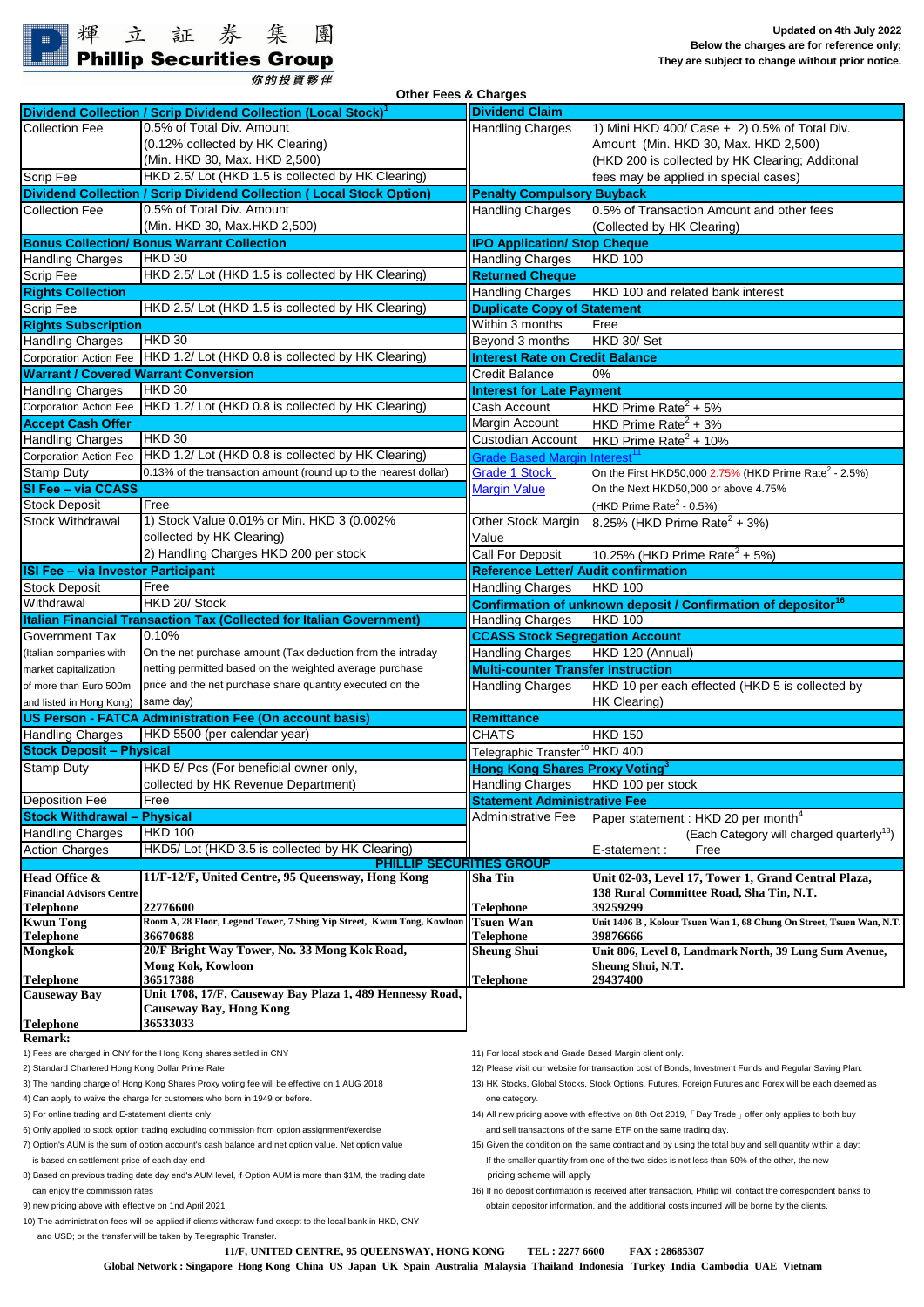輝立証券集團
**Phillip Securities Group**
你的投資夥伴

**Updated on 4th July 2022**
**Below the charges are for reference only;**
**They are subject to change without prior notice.**

## Other Fees & Charges

| **Dividend Collection / Scrip Dividend Collection (Local Stock)[1]** | |
|---|---|
| Collection Fee | 0.5% of Total Div. Amount (0.12% collected by HK Clearing) (Min. HKD 30, Max. HKD 2,500) |
| Scrip Fee | HKD 2.5/ Lot (HKD 1.5 is collected by HK Clearing) |
| **Dividend Collection / Scrip Dividend Collection ( Local Stock Option)** | |
| Collection Fee | 0.5% of Total Div. Amount (Min. HKD 30, Max.HKD 2,500) |
| **Bonus Collection/ Bonus Warrant Collection** | |
| Handling Charges | HKD 30 |
| Scrip Fee | HKD 2.5/ Lot (HKD 1.5 is collected by HK Clearing) |
| **Rights Collection** | |
| Scrip Fee | HKD 2.5/ Lot (HKD 1.5 is collected by HK Clearing) |
| **Rights Subscription** | |
| Handling Charges | HKD 30 |
| Corporation Action Fee | HKD 1.2/ Lot (HKD 0.8 is collected by HK Clearing) |
| **Warrant / Covered Warrant Conversion** | |
| Handling Charges | HKD 30 |
| Corporation Action Fee | HKD 1.2/ Lot (HKD 0.8 is collected by HK Clearing) |
| **Accept Cash Offer** | |
| Handling Charges | HKD 30 |
| Corporation Action Fee | HKD 1.2/ Lot (HKD 0.8 is collected by HK Clearing) |
| Stamp Duty | 0.13% of the transaction amount (round up to the nearest dollar) |
| **SI Fee – via CCASS** | |
| Stock Deposit | Free |
| Stock Withdrawal | 1) Stock Value 0.01% or Min. HKD 3 (0.002% collected by HK Clearing) 2) Handling Charges HKD 200 per stock |
| **ISI Fee – via Investor Participant** | |
| Stock Deposit | Free |
| Withdrawal | HKD 20/ Stock |
| **Italian Financial Transaction Tax (Collected for Italian Government)** | |
| Government Tax (Italian companies with market capitalization of more than Euro 500m and listed in Hong Kong) | 0.10% On the net purchase amount (Tax deduction from the intraday netting permitted based on the weighted average purchase price and the net purchase share quantity executed on the same day) |
| **US Person - FATCA Administration Fee (On account basis)** | |
| Handling Charges | HKD 5500 (per calendar year) |
| **Stock Deposit – Physical** | |
| Stamp Duty | HKD 5/ Pcs (For beneficial owner only, collected by HK Revenue Department) |
| Deposition Fee | Free |
| **Stock Withdrawal – Physical** | |
| Handling Charges | HKD 100 |
| Action Charges | HKD5/ Lot (HKD 3.5 is collected by HK Clearing) |

| **Dividend Claim** | |
|---|---|
| Handling Charges | 1) Mini HKD 400/ Case + 2) 0.5% of Total Div. Amount (Min. HKD 30, Max. HKD 2,500) (HKD 200 is collected by HK Clearing; Additonal fees may be applied in special cases) |
| **Penalty Compulsory Buyback** | |
| Handling Charges | 0.5% of Transaction Amount and other fees (Collected by HK Clearing) |
| **IPO Application/ Stop Cheque** | |
| Handling Charges | HKD 100 |
| **Returned Cheque** | |
| Handling Charges | HKD 100 and related bank interest |
| **Duplicate Copy of Statement** | |
| Within 3 months | Free |
| Beyond 3 months | HKD 30/ Set |
| **Interest Rate on Credit Balance** | |
| Credit Balance | 0% |
| **Interest for Late Payment** | |
| Cash Account | HKD Prime Rate[2] + 5% |
| Margin Account | HKD Prime Rate[2] + 3% |
| Custodian Account | HKD Prime Rate[2] + 10% |
| Grade Based Margin Interest[11] | |
| Grade 1 Stock Margin Value | On the First HKD50,000 2.75% (HKD Prime Rate[2] - 2.5%) On the Next HKD50,000 or above 4.75% (HKD Prime Rate[2] - 0.5%) |
| Other Stock Margin Value | 8.25% (HKD Prime Rate[2] + 3%) |
| Call For Deposit | 10.25% (HKD Prime Rate[2] + 5%) |
| **Reference Letter/ Audit confirmation** | |
| Handling Charges | HKD 100 |
| **Confirmation of unknown deposit / Confirmation of depositor[16]** | |
| Handling Charges | HKD 100 |
| **CCASS Stock Segregation Account** | |
| Handling Charges | HKD 120 (Annual) |
| **Multi-counter Transfer Instruction** | |
| Handling Charges | HKD 10 per each effected (HKD 5 is collected by HK Clearing) |
| **Remittance** | |
| CHATS | HKD 150 |
| Telegraphic Transfer[10] | HKD 400 |
| **Hong Kong Shares Proxy Voting[3]** | |
| Handling Charges | HKD 100 per stock |
| **Statement Administrative Fee** | |
| Administrative Fee | Paper statement : HKD 20 per month[4] (Each Category will charged quarterly[13]) E-statement : Free |

### PHILLIP SECURITIES GROUP

| Branch | Address / Telephone |
|---|---|
| **Head Office & Financial Advisors Centre** | **11F-12/F, United Centre, 95 Queensway, Hong Kong** |
| **Telephone** | **22776600** |
| **Kwun Tong** | **Room A, 28 Floor, Legend Tower, 7 Shing Yip Street, Kwun Tong, Kowloon** |
| **Telephone** | **36670688** |
| **Mongkok** | **20/F Bright Way Tower, No. 33 Mong Kok Road, Mong Kok, Kowloon** |
| **Telephone** | **36517388** |
| **Causeway Bay** | **Unit 1708, 17/F, Causeway Bay Plaza 1, 489 Hennessy Road, Causeway Bay, Hong Kong** |
| **Telephone** | **36533033** |
| **Sha Tin** | **Unit 02-03, Level 17, Tower 1, Grand Central Plaza, 138 Rural Committee Road, Sha Tin, N.T.** |
| **Telephone** | **39259299** |
| **Tsuen Wan** | **Unit 1406 B , Kolour Tsuen Wan 1, 68 Chung On Street, Tsuen Wan, N.T.** |
| **Telephone** | **39876666** |
| **Sheung Shui** | **Unit 806, Level 8, Landmark North, 39 Lung Sum Avenue, Sheung Shui, N.T.** |
| **Telephone** | **29437400** |

**Remark:**

1) Fees are charged in CNY for the Hong Kong shares settled in CNY
2) Standard Chartered Hong Kong Dollar Prime Rate
3) The handing charge of Hong Kong Shares Proxy voting fee will be effective on 1 AUG 2018
4) Can apply to waive the charge for customers who born in 1949 or before.
5) For online trading and E-statement clients only
6) Only applied to stock option trading excluding commission from option assignment/exercise
7) Option's AUM is the sum of option account's cash balance and net option value. Net option value is based on settlement price of each day-end
8) Based on previous trading date day end's AUM level, if Option AUM is more than $1M, the trading date can enjoy the commission rates
9) new pricing above with effective on 1nd April 2021
10) The administration fees will be applied if clients withdraw fund except to the local bank in HKD, CNY and USD; or the transfer will be taken by Telegraphic Transfer.
11) For local stock and Grade Based Margin client only.
12) Please visit our website for transaction cost of Bonds, Investment Funds and Regular Saving Plan.
13) HK Stocks, Global Stocks, Stock Options, Futures, Foreign Futures and Forex will be each deemed as one category.
14) All new pricing above with effective on 8th Oct 2019,「Day Trade」offer only applies to both buy and sell transactions of the same ETF on the same trading day.
15) Given the condition on the same contract and by using the total buy and sell quantity within a day: If the smaller quantity from one of the two sides is not less than 50% of the other, the new pricing scheme will apply
16) If no deposit confirmation is received after transaction, Phillip will contact the correspondent banks to obtain depositor information, and the additional costs incurred will be borne by the clients.

**11/F, UNITED CENTRE, 95 QUEENSWAY, HONG KONG TEL : 2277 6600 FAX : 28685307**

**Global Network : Singapore Hong Kong China US Japan UK Spain Australia Malaysia Thailand Indonesia Turkey India Cambodia UAE Vietnam**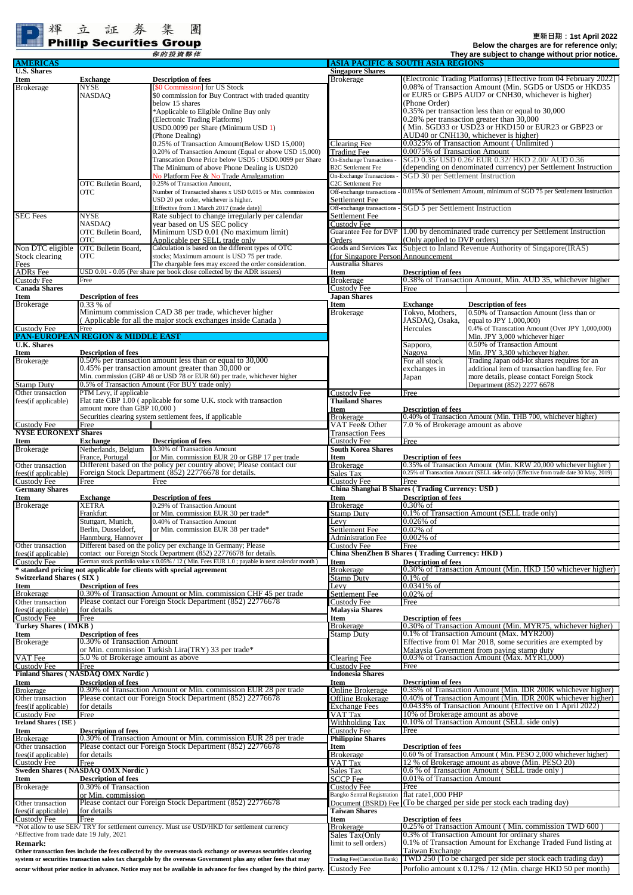# 輝立証券集團 Phillip Securities Group

你的投資夥伴

更新日期：**1st April 2022**

**Below the charges are for reference only; They are subject to change without prior notice.**

## AMERICAS

### U.S. Shares

| Item | Exchange | Description of fees |
|---|---|---|
| Brokerage | NYSE NASDAQ | [$0 Commission] for US Stock |
| | | $0 commission for Buy Contract with traded quantity below 15 shares |
| | | *Applicable to Eligible Online Buy only |
| | | (Electronic Trading Platforms) |
| | | USD0.0099 per Share (Minimum USD 1) |
| | | (Phone Dealing) |
| | | 0.25% of Transaction Amount(Below USD 15,000) |
| | | 0.20% of Transaction Amount (Equal or above USD 15,000) |
| | | Transcation Done Price below USD5 : USD0.0099 per Share |
| | | The Minimum of above Phone Dealing is USD20 |
| | | No Platform Fee & No Trade Amalgamation |
| | OTC Bulletin Board, OTC | 0.25% of Transaction Amount, Number of Transacted shares x USD 0.015 or Min. commission USD 20 per order, whichever is higher. [Effective from 1 March 2017 (trade date)] |
| SEC Fees | NYSE NASDAQ OTC Bulletin Board, OTC | Rate subject to change irregularly per calendar year based on US SEC policy Minimum USD 0.01 (No maximum limit) Applicable per SELL trade only |
| Non DTC eligible Stock clearing Fees | OTC Bulletin Board, OTC | Calculation is based on the different types of OTC stocks; Maximum amount is USD 75 per trade. The chargable fees may exceed the order consideration. |
| ADRs Fee | USD 0.01 - 0.05 (Per share per book close collected by the ADR issuers) | |
| Custody Fee | Free | |

### Canada Shares

| Item | Description of fees |
|---|---|
| Brokerage | 0.33 % of Minimum commission CAD 38 per trade, whichever higher ( Applicable for all the major stock exchanges inside Canada ) |
| Custody Fee | Free |

## PAN-EUROPEAN REGION & MIDDLE EAST

### U.K. Shares

| Item | Description of fees |
|---|---|
| Brokerage | 0.50% per transaction amount less than or equal to 30,000 |
| | 0.45% per transaction amount greater than 30,000 or |
| | Min. commission (GBP 48 or USD 78 or EUR 60) per trade, whichever higher |
| Stamp Duty | 0.5% of Transaction Amount (For BUY trade only) |
| Other transaction fees(if applicable) | PTM Levy, if applicable |
| | Flat rate GBP 1.00 ( applicable for some U.K. stock with transaction amount more than GBP 10,000 ) |
| | Securities clearing system settlement fees, if applicable |
| Custody Fee | Free |

### NYSE EURONEXT Shares

| Item | Exchange | Description of fees |
|---|---|---|
| Brokerage | Netherlands, Belgium France, Portugal | 0.30% of Transaction Amount or Min. commission EUR 20 or GBP 17 per trade |
| Other transaction fees(if applicable) | Different based on the policy per country above; Please contact our Foreign Stock Department (852) 22776678 for details. | |
| Custody Fee | Free | Free |

### Germany Shares

| Item | Exchange | Description of fees |
|---|---|---|
| Brokerage | XETRA Frankfurt | 0.29% of Transaction Amount or Min. commission EUR 30 per trade* |
| | Stuttgart, Munich, Berlin, Dusseldorf, Hanmburg, Hannover | 0.40% of Transaction Amount or Min. commission EUR 38 per trade* |
| Other transaction fees(if applicable) | Different based on the policy per exchange in Germany; Please contact our Foreign Stock Department (852) 22776678 for details. | |
| Custody Fee | German stock portfolio value x 0.05% / 12 ( Min. Fees EUR 1.0 ; payable in next calendar month ) | |

**\* standard pricing not applicable for clients with special agreement**

### Switzerland Shares ( SIX )

| Item | Description of fees |
|---|---|
| Brokerage | 0.30% of Transaction Amount or Min. commission CHF 45 per trade |
| Other transaction fees(if applicable) | Please contact our Foreign Stock Department (852) 22776678 for details |
| Custody Fee | Free |

### Turkey Shares ( IMKB )

| Item | Description of fees |
|---|---|
| Brokerage | 0.30% of Transaction Amount or Min. commission Turkish Lira(TRY) 33 per trade* |
| VAT Fee | 5.0 % of Brokerage amount as above |
| Custody Fee | Free |

### Finland Shares ( NASDAQ OMX Nordic )

| Item | Description of fees |
|---|---|
| Brokerage | 0.30% of Transaction Amount or Min. commission EUR 28 per trade |
| Other transaction fees(if applicable) | Please contact our Foreign Stock Department (852) 22776678 for details |
| Custody Fee | Free |

### Ireland Shares ( ISE )

| Item | Description of fees |
|---|---|
| Brokerage | 0.30% of Transaction Amount or Min. commission EUR 28 per trade |
| Other transaction fees(if applicable) | Please contact our Foreign Stock Department (852) 22776678 for details |
| Custody Fee | Free |

### Sweden Shares ( NASDAQ OMX Nordic )

| Item | Description of fees |
|---|---|
| Brokerage | 0.30% of Transaction or Min. commission |
| Other transaction fees(if applicable) | Please contact our Foreign Stock Department (852) 22776678 for details |
| Custody Fee | Free |

\*Not allow to use SEK/ TRY for settlement currency. Must use USD/HKD for settlement currency

^Effective from trade date 19 July, 2021

**Remark:**

**Other transaction fees include the fees collected by the overseas stock exchange or overseas securities clearing system or securities transaction sales tax chargable by the overseas Government plus any other fees that may occur without prior notice in advance. Notice may not be available in advance for fees changed by the third party.**

## ASIA PACIFIC & SOUTH ASIA REGIONS

### Singapore Shares

| Item | Description of fees |
|---|---|
| Brokerage | (Electronic Trading Platforms) [Effective from 04 February 2022] 0.08% of Transaction Amount (Min. SGD5 or USD5 or HKD35 or EUR5 or GBP5 AUD7 or CNH30, whichever is higher) |
| | (Phone Order) 0.35% per transaction less than or equal to 30,000 0.28% per transaction greater than 30,000 ( Min. SGD33 or USD23 or HKD150 or EUR23 or GBP23 or AUD40 or CNH130, whichever is higher) |
| Clearing Fee | 0.0325% of Transaction Amount ( Unlimited ) |
| Trading Fee | 0.0075% of Transaction Amount |
| On-Exchange Transactions - B2C Settlement Fee | SGD 0.35/ USD 0.26/ EUR 0.32/ HKD 2.00/ AUD 0.36 (depending on denominated currency) per Settlement Instruction |
| On-Exchange Transactions - C2C Settlement Fee | SGD 30 per Settlement Instruction |
| Off-exchange transactions - Settlement Fee | 0.015% of Settlement Amount, minimum of SGD 75 per Settlement Instruction |
| Off-exchange transactions - Settlement Fee | SGD 5 per Settlement Instruction |
| Custody Fee | |
| Guarantee Fee for DVP Orders | 1.00 by denominated trade currency per Settlement Instruction (Only applied to DVP orders) |
| Goods and Services Tax (for Singapore Person) | Subject to Inland Revenue Authority of Singapore(IRAS) Announcement |

### Australia Shares

| Item | Description of fees |
|---|---|
| Brokerage | 0.38% of Transaction Amount, Min. AUD 35, whichever higher |
| Custody Fee | Free |

### Japan Shares

| Item | Exchange | Description of fees |
|---|---|---|
| Brokerage | Tokyo, Mothers, JASDAQ, Osaka, Hercules | 0.50% of Transaction Amount (less than or equal to JPY 1,000,000) 0.4% of Transcation Amount (Over JPY 1,000,000) Min. JPY 3,000 whichever higer |
| | Sapporo, Nagoya | 0.50% of Transaction Amount Min. JPY 3,300 whichever higher. |
| | For all stock exchanges in Japan | Trading Japan odd-lot shares requires for an additional item of transaction handling fee. For more details, please contact Foreign Stock Department (852) 2277 6678 |
| Custody Fee | Free | |

### Thailand Shares

| Item | Description of fees |
|---|---|
| Brokerage | 0.40% of Transaction Amount (Min. THB 700, whichever higher) |
| VAT Fee& Other Transaction Fees | 7.0 % of Brokerage amount as above |
| Custody Fee | Free |

### South Korea Shares

| Item | Description of fees |
|---|---|
| Brokerage | 0.35% of Transaction Amount (Min. KRW 20,000 whichever higher ) |
| Sales Tax | 0.25% of Transaction Amount (SELL side only) (Effective from trade date 30 May, 2019) |
| Custody Fee | Free |

### China Shanghai B Shares ( Trading Currency: USD )

| Item | Description of fees |
|---|---|
| Brokerage | 0.30% of |
| Stamp Duty | 0.1% of Transaction Amount (SELL trade only) |
| Levy | 0.026% of |
| Settlement Fee | 0.02% of |
| Administration Fee | 0.002% of |
| Custody Fee | Free |

### China ShenZhen B Shares ( Trading Currency: HKD )

| Item | Description of fees |
|---|---|
| Brokerage | 0.30% of Transaction Amount (Min. HKD 150 whichever higher) |
| Stamp Duty | 0.1% of |
| Levy | 0.0341% of |
| Settlement Fee | 0.02% of |
| Custody Fee | Free |

### Malaysia Shares

| Item | Description of fees |
|---|---|
| Brokerage | 0.30% of Transaction Amount (Min. MYR75, whichever higher) |
| Stamp Duty | 0.1% of Transaction Amount (Max. MYR200) Effective from 01 Mar 2018, some securities are exempted by Malaysia Government from paying stamp duty |
| Clearing Fee | 0.03% of Transaction Amount (Max. MYR1,000) |
| Custody Fee | Free |

### Indonesia Shares

| Item | Description of fees |
|---|---|
| Online Brokerage | 0.35% of Transaction Amount (Min. IDR 200K whichever higher) |
| Offline Brokerage | 0.40% of Transaction Amount (Min. IDR 200K whichever higher) |
| Exchange Fees | 0.0433% of Transaction Amount (Effective on 1 April 2022) |
| VAT Tax | 10% of Brokerage amount as above |
| Withholding Tax | 0.10% of Transaction Amount (SELL side only) |
| Custody Fee | Free |

### Philippine Shares

| Item | Description of fees |
|---|---|
| Brokerage | 0.60 % of Transaction Amount ( Min. PESO 2,000 whichever higher) |
| VAT Tax | 12 % of Brokerage amount as above (Min. PESO 20) |
| Sales Tax | 0.6 % of Transaction Amount ( SELL trade only ) |
| SCCP Fee | 0.01% of Transaction Amount |
| Custody Fee | Free |
| Bangko Sentral Registration Document (BSRD) Fee | flat rate1,000 PHP (To be charged per side per stock each trading day) |

### Taiwan Shares

| Item | Description of fees |
|---|---|
| Brokerage | 0.25% of Transaction Amount ( Min. commission TWD 600 ) |
| Sales Tax(Only limit to sell orders) | 0.3% of Transaction Amount for ordinary shares 0.1% of Transaction Amount for Exchange Traded Fund listing at Taiwan Exchange |
| Trading Fee(Custodian Bank) | TWD 250 (To be charged per side per stock each trading day) |
| Custody Fee | Porfolio amount x 0.12% / 12 (Min. charge HKD 50 per month) |